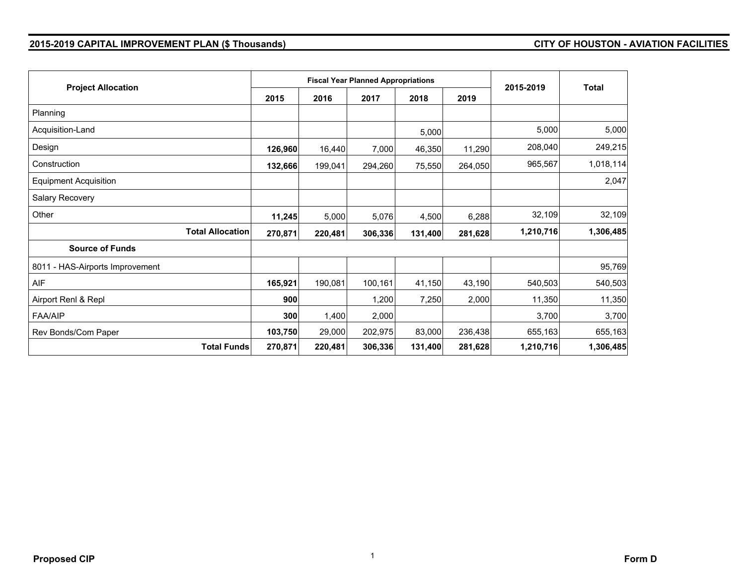**2015-2019 CAPITAL IMPROVEMENT PLAN ($ Thousands)**

**CITY OF HOUSTON - AVIATION FACILITIES**

| Project Allocation | Fiscal Year Planned Appropriations | | | | | 2015-2019 | Total |
|---|---|---|---|---|---|---|---|
| | 2015 | 2016 | 2017 | 2018 | 2019 | | |
| Planning | | | | | | | |
| Acquisition-Land | | | | 5,000 | | 5,000 | 5,000 |
| Design | **126,960** | 16,440 | 7,000 | 46,350 | 11,290 | 208,040 | 249,215 |
| Construction | **132,666** | 199,041 | 294,260 | 75,550 | 264,050 | 965,567 | 1,018,114 |
| Equipment Acquisition | | | | | | | 2,047 |
| Salary Recovery | | | | | | | |
| Other | **11,245** | 5,000 | 5,076 | 4,500 | 6,288 | 32,109 | 32,109 |
| **Total Allocation** | **270,871** | **220,481** | **306,336** | **131,400** | **281,628** | **1,210,716** | **1,306,485** |
| **Source of Funds** | | | | | | | |
| 8011 - HAS-Airports Improvement | | | | | | | 95,769 |
| AIF | **165,921** | 190,081 | 100,161 | 41,150 | 43,190 | 540,503 | 540,503 |
| Airport Renl & Repl | **900** | | 1,200 | 7,250 | 2,000 | 11,350 | 11,350 |
| FAA/AIP | **300** | 1,400 | 2,000 | | | 3,700 | 3,700 |
| Rev Bonds/Com Paper | **103,750** | 29,000 | 202,975 | 83,000 | 236,438 | 655,163 | 655,163 |
| **Total Funds** | **270,871** | **220,481** | **306,336** | **131,400** | **281,628** | **1,210,716** | **1,306,485** |

**Proposed CIP**

**Form D**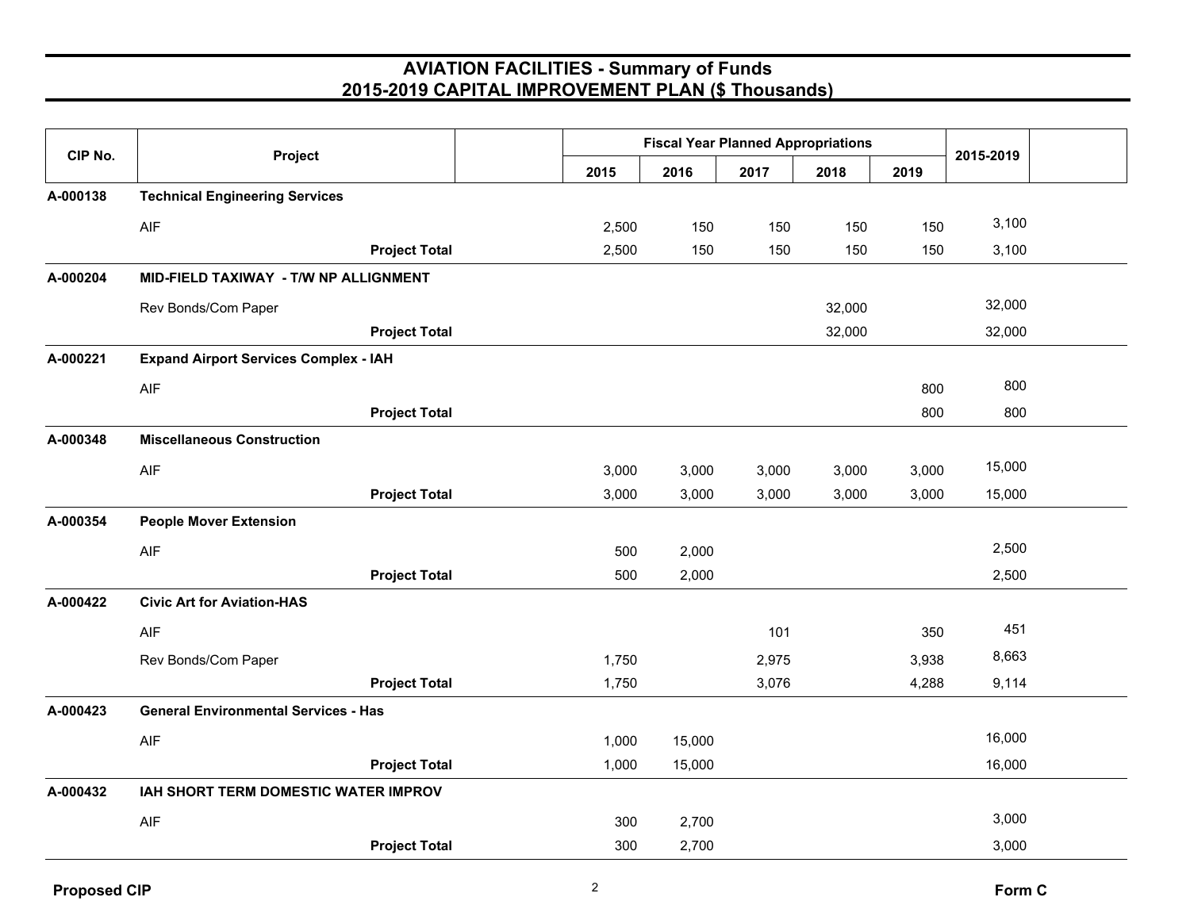# AVIATION FACILITIES - Summary of Funds
## 2015-2019 CAPITAL IMPROVEMENT PLAN ($ Thousands)

| CIP No. | Project | | Fiscal Year Planned Appropriations | | | | | 2015-2019 |
|---|---|---|---|---|---|---|---|---|
| | | | 2015 | 2016 | 2017 | 2018 | 2019 | |
| A-000138 | **Technical Engineering Services** | | | | | | | |
| | AIF | | 2,500 | 150 | 150 | 150 | 150 | 3,100 |
| | | **Project Total** | 2,500 | 150 | 150 | 150 | 150 | 3,100 |
| A-000204 | **MID-FIELD TAXIWAY - T/W NP ALLIGNMENT** | | | | | | | |
| | Rev Bonds/Com Paper | | | | | 32,000 | | 32,000 |
| | | **Project Total** | | | | 32,000 | | 32,000 |
| A-000221 | **Expand Airport Services Complex - IAH** | | | | | | | |
| | AIF | | | | | | 800 | 800 |
| | | **Project Total** | | | | | 800 | 800 |
| A-000348 | **Miscellaneous Construction** | | | | | | | |
| | AIF | | 3,000 | 3,000 | 3,000 | 3,000 | 3,000 | 15,000 |
| | | **Project Total** | 3,000 | 3,000 | 3,000 | 3,000 | 3,000 | 15,000 |
| A-000354 | **People Mover Extension** | | | | | | | |
| | AIF | | 500 | 2,000 | | | | 2,500 |
| | | **Project Total** | 500 | 2,000 | | | | 2,500 |
| A-000422 | **Civic Art for Aviation-HAS** | | | | | | | |
| | AIF | | | | 101 | | 350 | 451 |
| | Rev Bonds/Com Paper | | 1,750 | | 2,975 | | 3,938 | 8,663 |
| | | **Project Total** | 1,750 | | 3,076 | | 4,288 | 9,114 |
| A-000423 | **General Environmental Services - Has** | | | | | | | |
| | AIF | | 1,000 | 15,000 | | | | 16,000 |
| | | **Project Total** | 1,000 | 15,000 | | | | 16,000 |
| A-000432 | **IAH SHORT TERM DOMESTIC WATER IMPROV** | | | | | | | |
| | AIF | | 300 | 2,700 | | | | 3,000 |
| | | **Project Total** | 300 | 2,700 | | | | 3,000 |

**Proposed CIP** **Form C**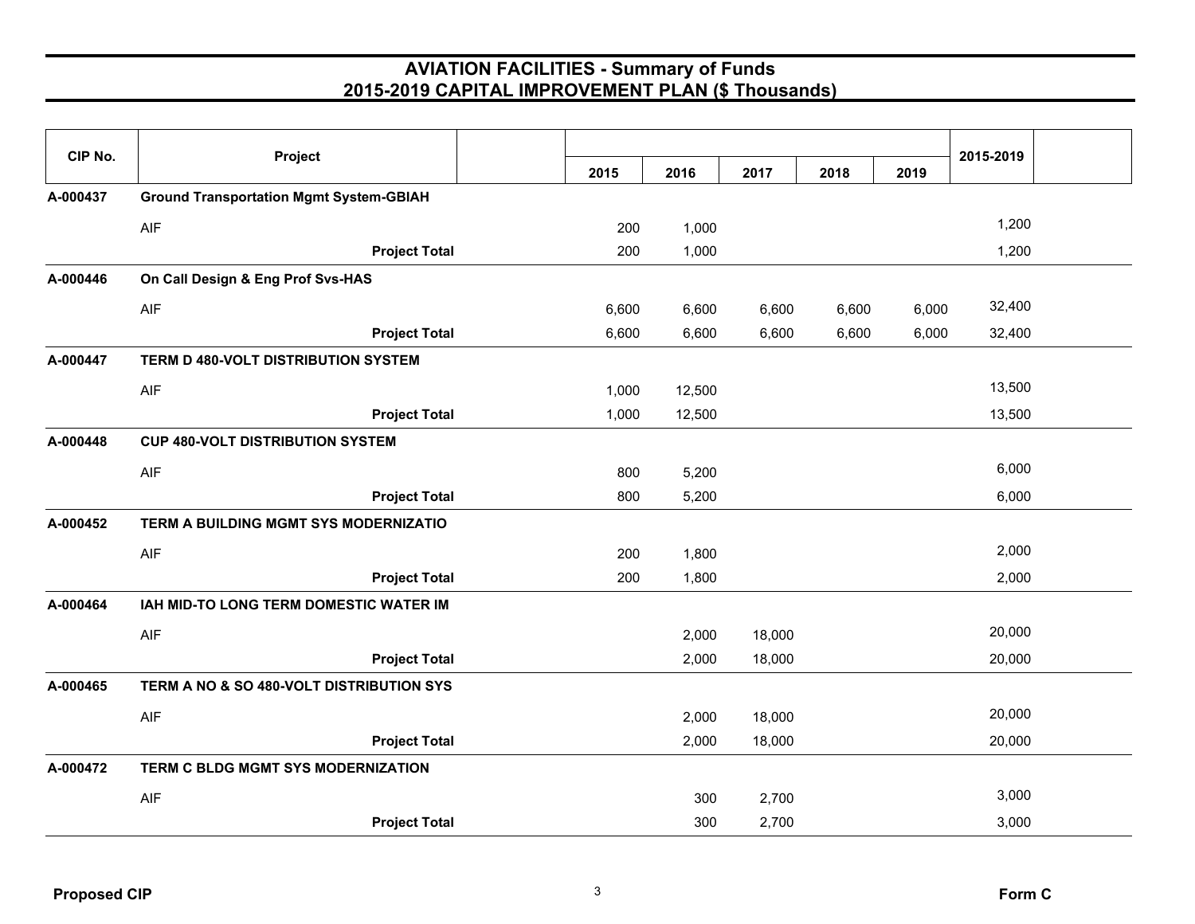## AVIATION FACILITIES - Summary of Funds
## 2015-2019 CAPITAL IMPROVEMENT PLAN ($ Thousands)

| CIP No. | Project | | 2015 | 2016 | 2017 | 2018 | 2019 | 2015-2019 | |
|---|---|---|---|---|---|---|---|---|---|
| A-000437 | **Ground Transportation Mgmt System-GBIAH** | | | | | | | | |
| | AIF | | 200 | 1,000 | | | | 1,200 | |
| | **Project Total** | | 200 | 1,000 | | | | 1,200 | |
| A-000446 | **On Call Design & Eng Prof Svs-HAS** | | | | | | | | |
| | AIF | | 6,600 | 6,600 | 6,600 | 6,600 | 6,000 | 32,400 | |
| | **Project Total** | | 6,600 | 6,600 | 6,600 | 6,600 | 6,000 | 32,400 | |
| A-000447 | **TERM D 480-VOLT DISTRIBUTION SYSTEM** | | | | | | | | |
| | AIF | | 1,000 | 12,500 | | | | 13,500 | |
| | **Project Total** | | 1,000 | 12,500 | | | | 13,500 | |
| A-000448 | **CUP 480-VOLT DISTRIBUTION SYSTEM** | | | | | | | | |
| | AIF | | 800 | 5,200 | | | | 6,000 | |
| | **Project Total** | | 800 | 5,200 | | | | 6,000 | |
| A-000452 | **TERM A BUILDING MGMT SYS MODERNIZATIO** | | | | | | | | |
| | AIF | | 200 | 1,800 | | | | 2,000 | |
| | **Project Total** | | 200 | 1,800 | | | | 2,000 | |
| A-000464 | **IAH MID-TO LONG TERM DOMESTIC WATER IM** | | | | | | | | |
| | AIF | | | 2,000 | 18,000 | | | 20,000 | |
| | **Project Total** | | | 2,000 | 18,000 | | | 20,000 | |
| A-000465 | **TERM A NO & SO 480-VOLT DISTRIBUTION SYS** | | | | | | | | |
| | AIF | | | 2,000 | 18,000 | | | 20,000 | |
| | **Project Total** | | | 2,000 | 18,000 | | | 20,000 | |
| A-000472 | **TERM C BLDG MGMT SYS MODERNIZATION** | | | | | | | | |
| | AIF | | | 300 | 2,700 | | | 3,000 | |
| | **Project Total** | | | 300 | 2,700 | | | 3,000 | |

**Proposed CIP** **Form C**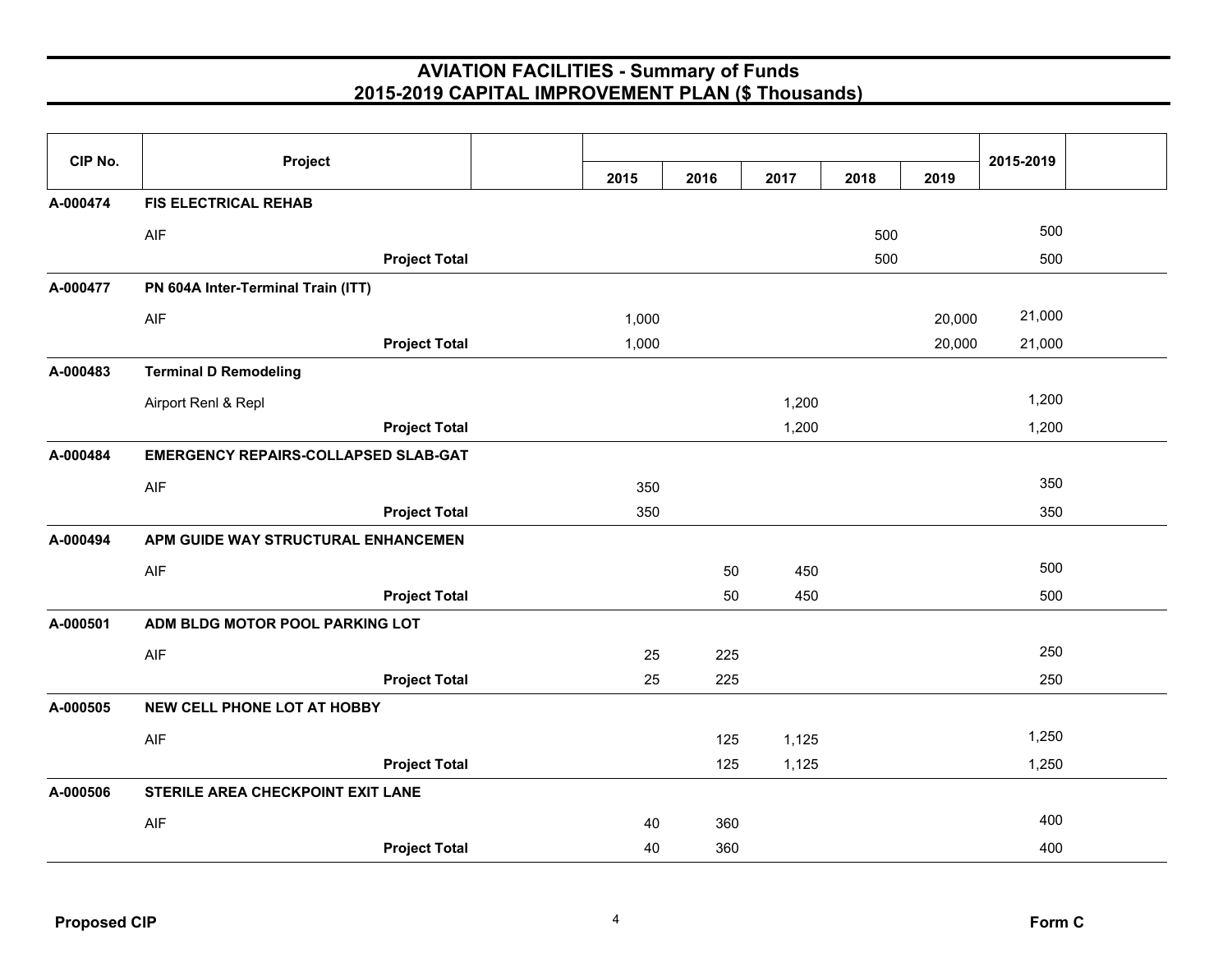# AVIATION FACILITIES - Summary of Funds
## 2015-2019 CAPITAL IMPROVEMENT PLAN ($ Thousands)

| CIP No. | Project | | 2015 | 2016 | 2017 | 2018 | 2019 | 2015-2019 | |
|---|---|---|---|---|---|---|---|---|---|
| A-000474 | **FIS ELECTRICAL REHAB** | | | | | | | | |
| | AIF | | | | | 500 | | 500 | |
| | **Project Total** | | | | | 500 | | 500 | |
| A-000477 | **PN 604A Inter-Terminal Train (ITT)** | | | | | | | | |
| | AIF | | 1,000 | | | | 20,000 | 21,000 | |
| | **Project Total** | | 1,000 | | | | 20,000 | 21,000 | |
| A-000483 | **Terminal D Remodeling** | | | | | | | | |
| | Airport Renl & Repl | | | | 1,200 | | | 1,200 | |
| | **Project Total** | | | | 1,200 | | | 1,200 | |
| A-000484 | **EMERGENCY REPAIRS-COLLAPSED SLAB-GAT** | | | | | | | | |
| | AIF | | 350 | | | | | 350 | |
| | **Project Total** | | 350 | | | | | 350 | |
| A-000494 | **APM GUIDE WAY STRUCTURAL ENHANCEMEN** | | | | | | | | |
| | AIF | | | 50 | 450 | | | 500 | |
| | **Project Total** | | | 50 | 450 | | | 500 | |
| A-000501 | **ADM BLDG MOTOR POOL PARKING LOT** | | | | | | | | |
| | AIF | | 25 | 225 | | | | 250 | |
| | **Project Total** | | 25 | 225 | | | | 250 | |
| A-000505 | **NEW CELL PHONE LOT AT HOBBY** | | | | | | | | |
| | AIF | | | 125 | 1,125 | | | 1,250 | |
| | **Project Total** | | | 125 | 1,125 | | | 1,250 | |
| A-000506 | **STERILE AREA CHECKPOINT EXIT LANE** | | | | | | | | |
| | AIF | | 40 | 360 | | | | 400 | |
| | **Project Total** | | 40 | 360 | | | | 400 | |

**Proposed CIP** | **Form C**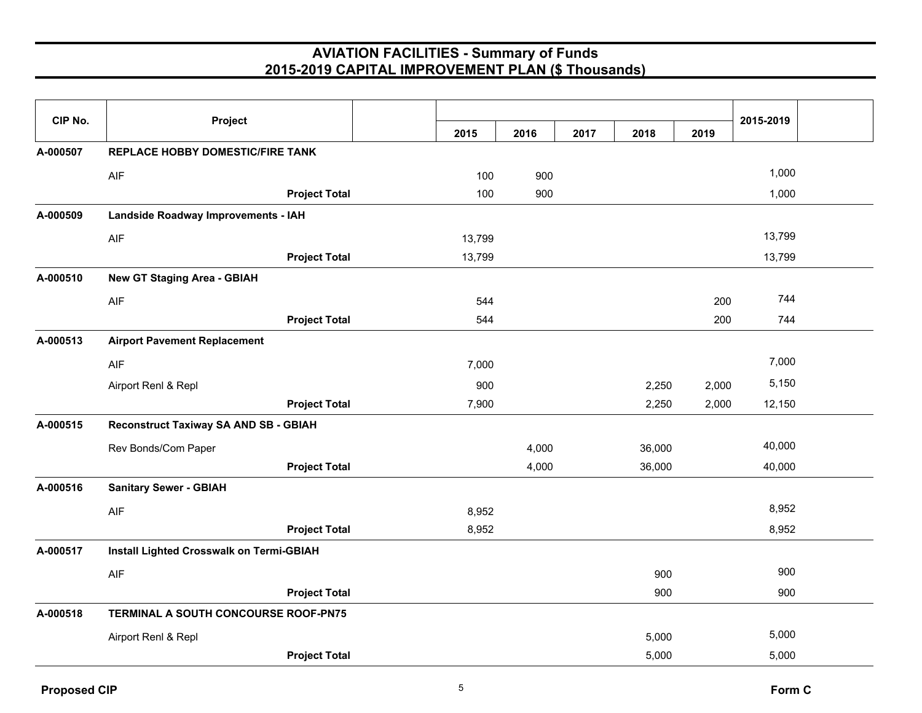# AVIATION FACILITIES - Summary of Funds
## 2015-2019 CAPITAL IMPROVEMENT PLAN ($ Thousands)

| CIP No. | Project | | 2015 | 2016 | 2017 | 2018 | 2019 | 2015-2019 |
|---|---|---|---|---|---|---|---|---|
| A-000507 | **REPLACE HOBBY DOMESTIC/FIRE TANK** | | | | | | | |
| | AIF | | 100 | 900 | | | | 1,000 |
| | | **Project Total** | 100 | 900 | | | | 1,000 |
| A-000509 | **Landside Roadway Improvements - IAH** | | | | | | | |
| | AIF | | 13,799 | | | | | 13,799 |
| | | **Project Total** | 13,799 | | | | | 13,799 |
| A-000510 | **New GT Staging Area - GBIAH** | | | | | | | |
| | AIF | | 544 | | | | 200 | 744 |
| | | **Project Total** | 544 | | | | 200 | 744 |
| A-000513 | **Airport Pavement Replacement** | | | | | | | |
| | AIF | | 7,000 | | | | | 7,000 |
| | Airport Renl & Repl | | 900 | | | 2,250 | 2,000 | 5,150 |
| | | **Project Total** | 7,900 | | | 2,250 | 2,000 | 12,150 |
| A-000515 | **Reconstruct Taxiway SA AND SB - GBIAH** | | | | | | | |
| | Rev Bonds/Com Paper | | | 4,000 | | 36,000 | | 40,000 |
| | | **Project Total** | | 4,000 | | 36,000 | | 40,000 |
| A-000516 | **Sanitary Sewer - GBIAH** | | | | | | | |
| | AIF | | 8,952 | | | | | 8,952 |
| | | **Project Total** | 8,952 | | | | | 8,952 |
| A-000517 | **Install Lighted Crosswalk on Termi-GBIAH** | | | | | | | |
| | AIF | | | | | 900 | | 900 |
| | | **Project Total** | | | | 900 | | 900 |
| A-000518 | **TERMINAL A SOUTH CONCOURSE ROOF-PN75** | | | | | | | |
| | Airport Renl & Repl | | | | | 5,000 | | 5,000 |
| | | **Project Total** | | | | 5,000 | | 5,000 |

**Proposed CIP** **Form C**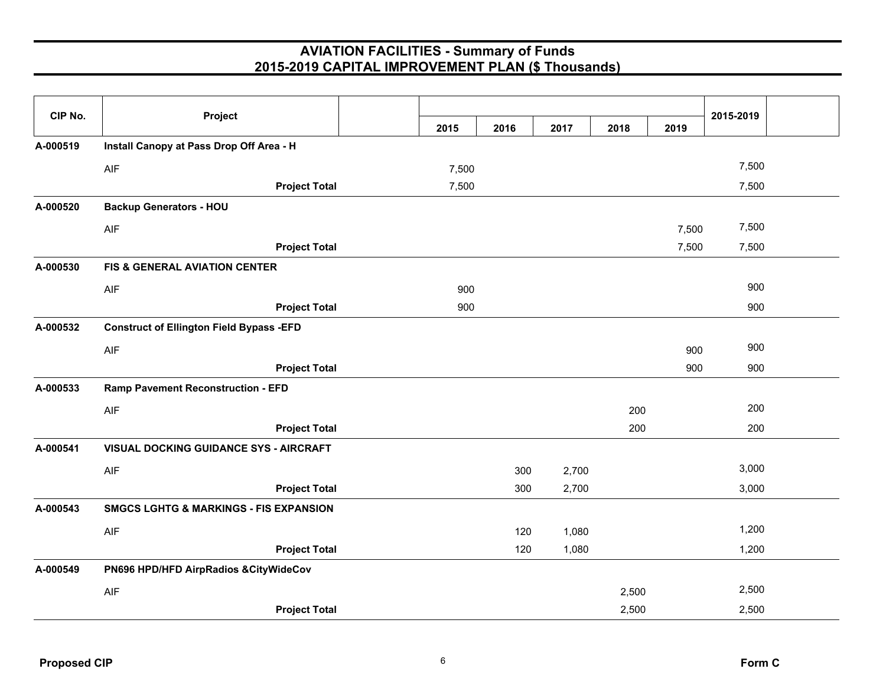# AVIATION FACILITIES - Summary of Funds
## 2015-2019 CAPITAL IMPROVEMENT PLAN ($ Thousands)

| CIP No. | Project | | 2015 | 2016 | 2017 | 2018 | 2019 | 2015-2019 |
|---|---|---|---|---|---|---|---|---|
| A-000519 | **Install Canopy at Pass Drop Off Area - H** | | | | | | | |
| | AIF | | 7,500 | | | | | 7,500 |
| | | **Project Total** | 7,500 | | | | | 7,500 |
| A-000520 | **Backup Generators - HOU** | | | | | | | |
| | AIF | | | | | | 7,500 | 7,500 |
| | | **Project Total** | | | | | 7,500 | 7,500 |
| A-000530 | **FIS & GENERAL AVIATION CENTER** | | | | | | | |
| | AIF | | 900 | | | | | 900 |
| | | **Project Total** | 900 | | | | | 900 |
| A-000532 | **Construct of Ellington Field Bypass -EFD** | | | | | | | |
| | AIF | | | | | | 900 | 900 |
| | | **Project Total** | | | | | 900 | 900 |
| A-000533 | **Ramp Pavement Reconstruction - EFD** | | | | | | | |
| | AIF | | | | | 200 | | 200 |
| | | **Project Total** | | | | 200 | | 200 |
| A-000541 | **VISUAL DOCKING GUIDANCE SYS - AIRCRAFT** | | | | | | | |
| | AIF | | | 300 | 2,700 | | | 3,000 |
| | | **Project Total** | | 300 | 2,700 | | | 3,000 |
| A-000543 | **SMGCS LGHTG & MARKINGS - FIS EXPANSION** | | | | | | | |
| | AIF | | | 120 | 1,080 | | | 1,200 |
| | | **Project Total** | | 120 | 1,080 | | | 1,200 |
| A-000549 | **PN696 HPD/HFD AirpRadios &CityWideCov** | | | | | | | |
| | AIF | | | | | 2,500 | | 2,500 |
| | | **Project Total** | | | | 2,500 | | 2,500 |

**Proposed CIP** | Form C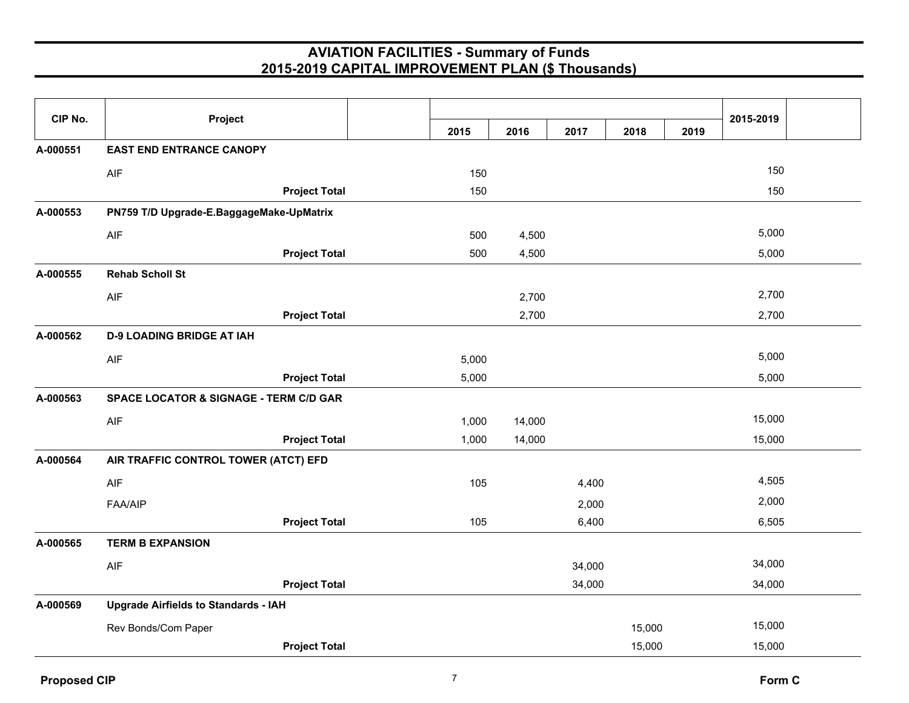# AVIATION FACILITIES - Summary of Funds
## 2015-2019 CAPITAL IMPROVEMENT PLAN ($ Thousands)

| CIP No. | Project | | 2015 | 2016 | 2017 | 2018 | 2019 | 2015-2019 |
|---|---|---|---|---|---|---|---|---|
| A-000551 | **EAST END ENTRANCE CANOPY** | | | | | | | |
| | AIF | | 150 | | | | | 150 |
| | | **Project Total** | 150 | | | | | 150 |
| A-000553 | **PN759 T/D Upgrade-E.BaggageMake-UpMatrix** | | | | | | | |
| | AIF | | 500 | 4,500 | | | | 5,000 |
| | | **Project Total** | 500 | 4,500 | | | | 5,000 |
| A-000555 | **Rehab Scholl St** | | | | | | | |
| | AIF | | | 2,700 | | | | 2,700 |
| | | **Project Total** | | 2,700 | | | | 2,700 |
| A-000562 | **D-9 LOADING BRIDGE AT IAH** | | | | | | | |
| | AIF | | 5,000 | | | | | 5,000 |
| | | **Project Total** | 5,000 | | | | | 5,000 |
| A-000563 | **SPACE LOCATOR & SIGNAGE - TERM C/D GAR** | | | | | | | |
| | AIF | | 1,000 | 14,000 | | | | 15,000 |
| | | **Project Total** | 1,000 | 14,000 | | | | 15,000 |
| A-000564 | **AIR TRAFFIC CONTROL TOWER (ATCT) EFD** | | | | | | | |
| | AIF | | 105 | | 4,400 | | | 4,505 |
| | FAA/AIP | | | | 2,000 | | | 2,000 |
| | | **Project Total** | 105 | | 6,400 | | | 6,505 |
| A-000565 | **TERM B EXPANSION** | | | | | | | |
| | AIF | | | | 34,000 | | | 34,000 |
| | | **Project Total** | | | 34,000 | | | 34,000 |
| A-000569 | **Upgrade Airfields to Standards - IAH** | | | | | | | |
| | Rev Bonds/Com Paper | | | | | 15,000 | | 15,000 |
| | | **Project Total** | | | | 15,000 | | 15,000 |

**Proposed CIP** **Form C**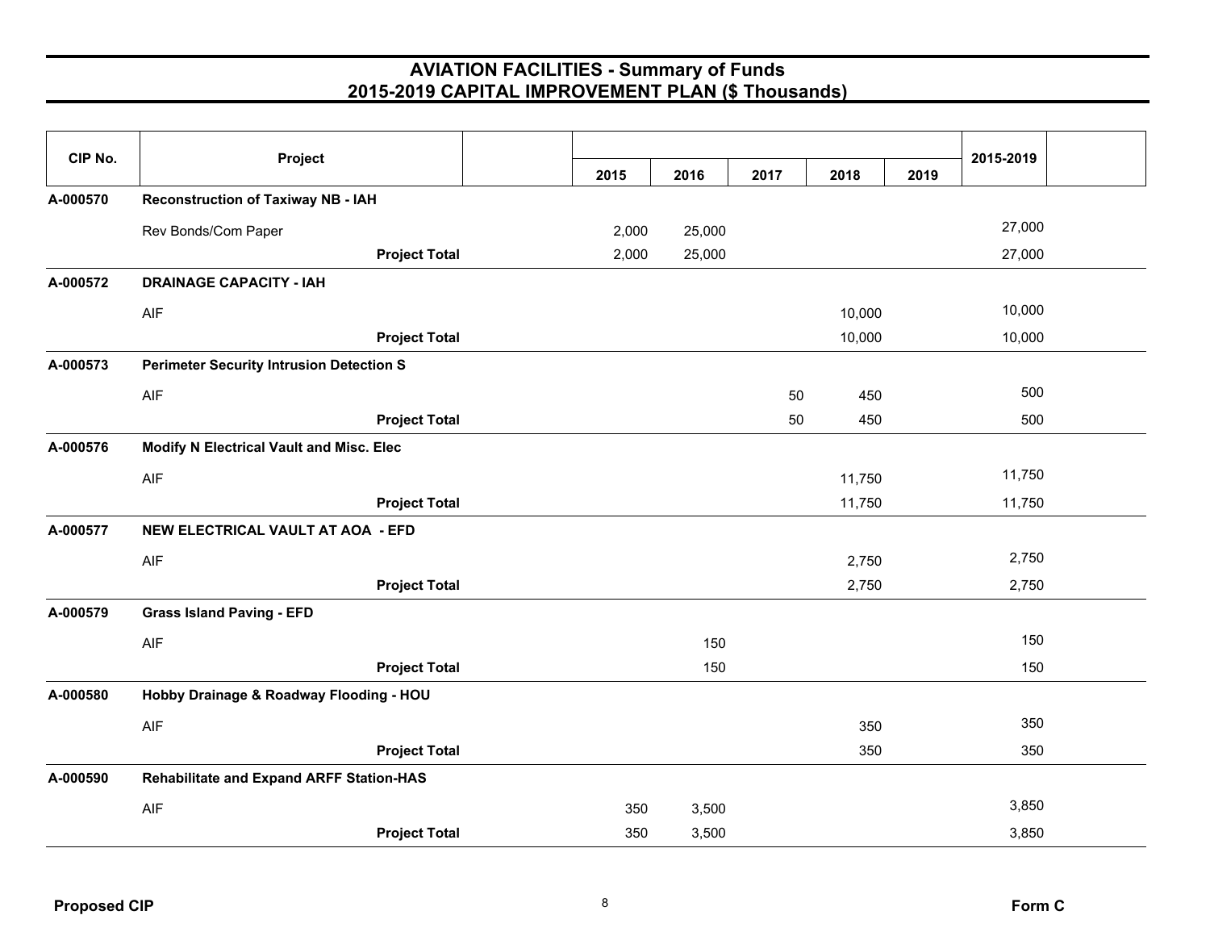## AVIATION FACILITIES - Summary of Funds
## 2015-2019 CAPITAL IMPROVEMENT PLAN ($ Thousands)

| CIP No. | Project | | 2015 | 2016 | 2017 | 2018 | 2019 | 2015-2019 |
|---|---|---|---|---|---|---|---|---|
| A-000570 | **Reconstruction of Taxiway NB - IAH** | | | | | | | |
| | Rev Bonds/Com Paper | | 2,000 | 25,000 | | | | 27,000 |
| | | **Project Total** | 2,000 | 25,000 | | | | 27,000 |
| A-000572 | **DRAINAGE CAPACITY - IAH** | | | | | | | |
| | AIF | | | | | 10,000 | | 10,000 |
| | | **Project Total** | | | | 10,000 | | 10,000 |
| A-000573 | **Perimeter Security Intrusion Detection S** | | | | | | | |
| | AIF | | | | 50 | 450 | | 500 |
| | | **Project Total** | | | 50 | 450 | | 500 |
| A-000576 | **Modify N Electrical Vault and Misc. Elec** | | | | | | | |
| | AIF | | | | | 11,750 | | 11,750 |
| | | **Project Total** | | | | 11,750 | | 11,750 |
| A-000577 | **NEW ELECTRICAL VAULT AT AOA - EFD** | | | | | | | |
| | AIF | | | | | 2,750 | | 2,750 |
| | | **Project Total** | | | | 2,750 | | 2,750 |
| A-000579 | **Grass Island Paving - EFD** | | | | | | | |
| | AIF | | | 150 | | | | 150 |
| | | **Project Total** | | 150 | | | | 150 |
| A-000580 | **Hobby Drainage & Roadway Flooding - HOU** | | | | | | | |
| | AIF | | | | | 350 | | 350 |
| | | **Project Total** | | | | 350 | | 350 |
| A-000590 | **Rehabilitate and Expand ARFF Station-HAS** | | | | | | | |
| | AIF | | 350 | 3,500 | | | | 3,850 |
| | | **Project Total** | 350 | 3,500 | | | | 3,850 |

**Proposed CIP** **Form C**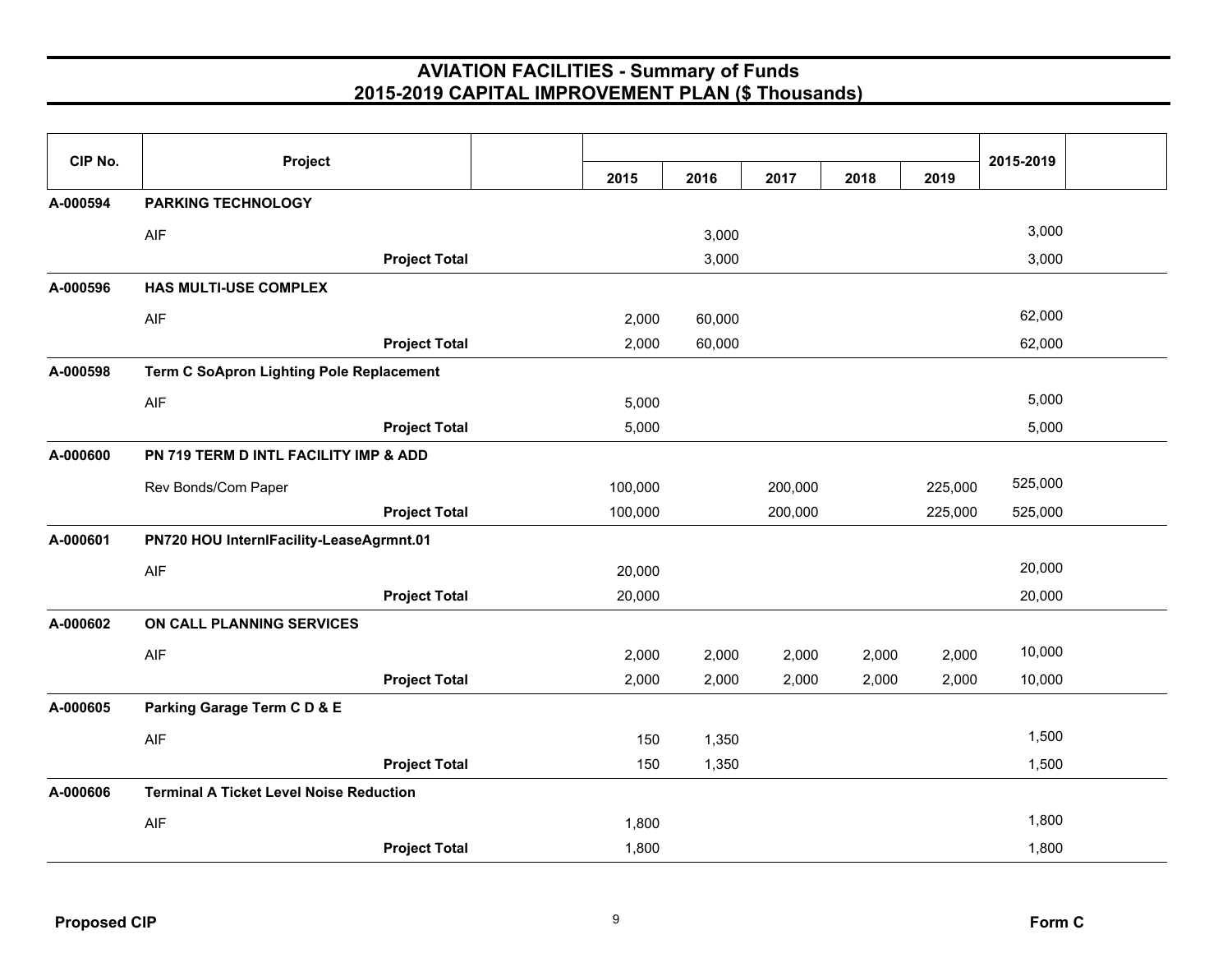# AVIATION FACILITIES - Summary of Funds
## 2015-2019 CAPITAL IMPROVEMENT PLAN ($ Thousands)

| CIP No. | Project | | 2015 | 2016 | 2017 | 2018 | 2019 | 2015-2019 |
|---|---|---|---|---|---|---|---|---|
| **A-000594** | **PARKING TECHNOLOGY** | | | | | | | |
| | AIF | | | 3,000 | | | | 3,000 |
| | | **Project Total** | | 3,000 | | | | 3,000 |
| **A-000596** | **HAS MULTI-USE COMPLEX** | | | | | | | |
| | AIF | | 2,000 | 60,000 | | | | 62,000 |
| | | **Project Total** | 2,000 | 60,000 | | | | 62,000 |
| **A-000598** | **Term C SoApron Lighting Pole Replacement** | | | | | | | |
| | AIF | | 5,000 | | | | | 5,000 |
| | | **Project Total** | 5,000 | | | | | 5,000 |
| **A-000600** | **PN 719 TERM D INTL FACILITY IMP & ADD** | | | | | | | |
| | Rev Bonds/Com Paper | | 100,000 | | 200,000 | | 225,000 | 525,000 |
| | | **Project Total** | 100,000 | | 200,000 | | 225,000 | 525,000 |
| **A-000601** | **PN720 HOU InternlFacility-LeaseAgrmnt.01** | | | | | | | |
| | AIF | | 20,000 | | | | | 20,000 |
| | | **Project Total** | 20,000 | | | | | 20,000 |
| **A-000602** | **ON CALL PLANNING SERVICES** | | | | | | | |
| | AIF | | 2,000 | 2,000 | 2,000 | 2,000 | 2,000 | 10,000 |
| | | **Project Total** | 2,000 | 2,000 | 2,000 | 2,000 | 2,000 | 10,000 |
| **A-000605** | **Parking Garage Term C D & E** | | | | | | | |
| | AIF | | 150 | 1,350 | | | | 1,500 |
| | | **Project Total** | 150 | 1,350 | | | | 1,500 |
| **A-000606** | **Terminal A Ticket Level Noise Reduction** | | | | | | | |
| | AIF | | 1,800 | | | | | 1,800 |
| | | **Project Total** | 1,800 | | | | | 1,800 |

**Proposed CIP** | **Form C**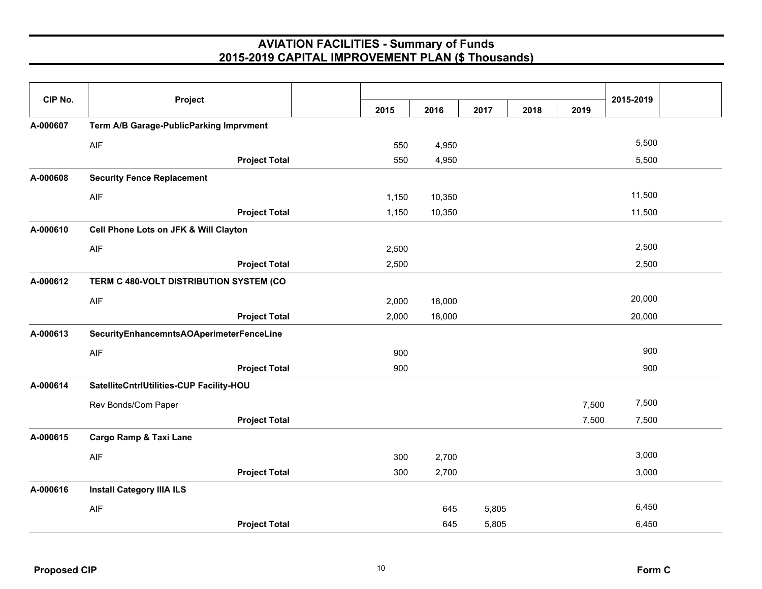# AVIATION FACILITIES - Summary of Funds
## 2015-2019 CAPITAL IMPROVEMENT PLAN ($ Thousands)

| CIP No. | Project | | 2015 | 2016 | 2017 | 2018 | 2019 | 2015-2019 |
|---|---|---|---|---|---|---|---|---|
| **A-000607** | **Term A/B Garage-PublicParking Imprvment** | | | | | | | |
| | AIF | | 550 | 4,950 | | | | 5,500 |
| | | **Project Total** | 550 | 4,950 | | | | 5,500 |
| **A-000608** | **Security Fence Replacement** | | | | | | | |
| | AIF | | 1,150 | 10,350 | | | | 11,500 |
| | | **Project Total** | 1,150 | 10,350 | | | | 11,500 |
| **A-000610** | **Cell Phone Lots on JFK & Will Clayton** | | | | | | | |
| | AIF | | 2,500 | | | | | 2,500 |
| | | **Project Total** | 2,500 | | | | | 2,500 |
| **A-000612** | **TERM C 480-VOLT DISTRIBUTION SYSTEM (CO** | | | | | | | |
| | AIF | | 2,000 | 18,000 | | | | 20,000 |
| | | **Project Total** | 2,000 | 18,000 | | | | 20,000 |
| **A-000613** | **SecurityEnhancemntsAOAperimeterFenceLine** | | | | | | | |
| | AIF | | 900 | | | | | 900 |
| | | **Project Total** | 900 | | | | | 900 |
| **A-000614** | **SatelliteCntrlUtilities-CUP Facility-HOU** | | | | | | | |
| | Rev Bonds/Com Paper | | | | | | 7,500 | 7,500 |
| | | **Project Total** | | | | | 7,500 | 7,500 |
| **A-000615** | **Cargo Ramp & Taxi Lane** | | | | | | | |
| | AIF | | 300 | 2,700 | | | | 3,000 |
| | | **Project Total** | 300 | 2,700 | | | | 3,000 |
| **A-000616** | **Install Category IIIA ILS** | | | | | | | |
| | AIF | | | 645 | 5,805 | | | 6,450 |
| | | **Project Total** | | 645 | 5,805 | | | 6,450 |

**Proposed CIP** — **Form C**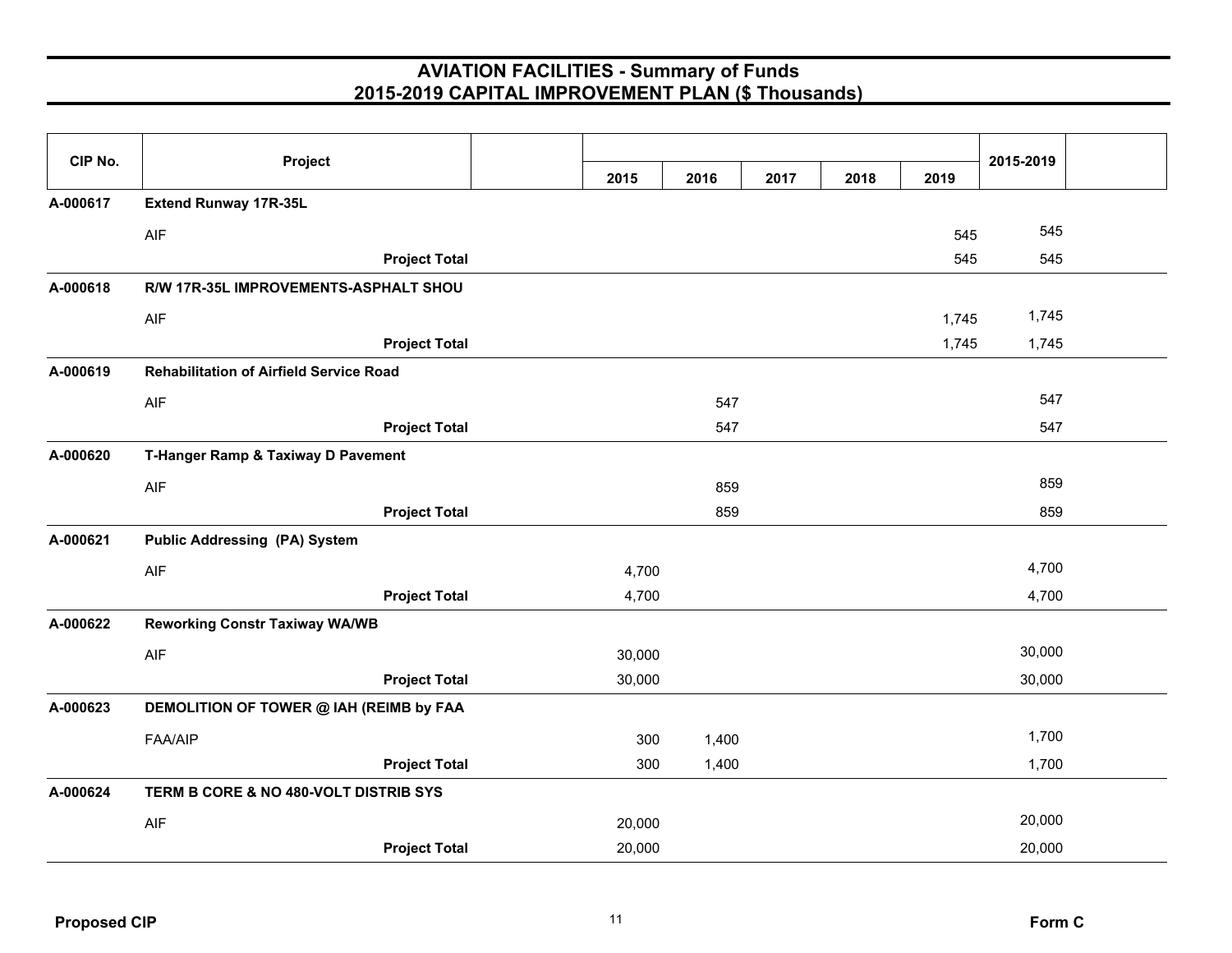# AVIATION FACILITIES - Summary of Funds
## 2015-2019 CAPITAL IMPROVEMENT PLAN ($ Thousands)

| CIP No. | Project | | 2015 | 2016 | 2017 | 2018 | 2019 | 2015-2019 |
|---|---|---|---|---|---|---|---|---|
| A-000617 | **Extend Runway 17R-35L** | | | | | | | |
| | AIF | | | | | | 545 | 545 |
| | | **Project Total** | | | | | 545 | 545 |
| A-000618 | **R/W 17R-35L IMPROVEMENTS-ASPHALT SHOU** | | | | | | | |
| | AIF | | | | | | 1,745 | 1,745 |
| | | **Project Total** | | | | | 1,745 | 1,745 |
| A-000619 | **Rehabilitation of Airfield Service Road** | | | | | | | |
| | AIF | | | 547 | | | | 547 |
| | | **Project Total** | | 547 | | | | 547 |
| A-000620 | **T-Hanger Ramp & Taxiway D Pavement** | | | | | | | |
| | AIF | | | 859 | | | | 859 |
| | | **Project Total** | | 859 | | | | 859 |
| A-000621 | **Public Addressing (PA) System** | | | | | | | |
| | AIF | | 4,700 | | | | | 4,700 |
| | | **Project Total** | 4,700 | | | | | 4,700 |
| A-000622 | **Reworking Constr Taxiway WA/WB** | | | | | | | |
| | AIF | | 30,000 | | | | | 30,000 |
| | | **Project Total** | 30,000 | | | | | 30,000 |
| A-000623 | **DEMOLITION OF TOWER @ IAH (REIMB by FAA** | | | | | | | |
| | FAA/AIP | | 300 | 1,400 | | | | 1,700 |
| | | **Project Total** | 300 | 1,400 | | | | 1,700 |
| A-000624 | **TERM B CORE & NO 480-VOLT DISTRIB SYS** | | | | | | | |
| | AIF | | 20,000 | | | | | 20,000 |
| | | **Project Total** | 20,000 | | | | | 20,000 |

**Proposed CIP** **Form C**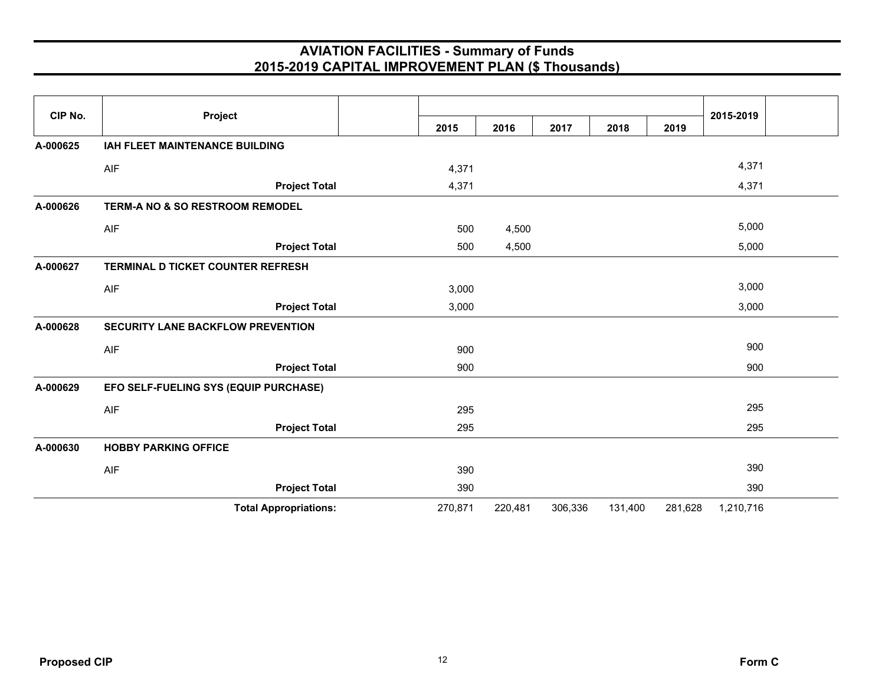## AVIATION FACILITIES - Summary of Funds
## 2015-2019 CAPITAL IMPROVEMENT PLAN ($ Thousands)

| CIP No. | Project | | 2015 | 2016 | 2017 | 2018 | 2019 | 2015-2019 |
|---|---|---|---|---|---|---|---|---|
| A-000625 | **IAH FLEET MAINTENANCE BUILDING** | | | | | | | |
| | AIF | | 4,371 | | | | | 4,371 |
| | | **Project Total** | 4,371 | | | | | 4,371 |
| A-000626 | **TERM-A NO & SO RESTROOM REMODEL** | | | | | | | |
| | AIF | | 500 | 4,500 | | | | 5,000 |
| | | **Project Total** | 500 | 4,500 | | | | 5,000 |
| A-000627 | **TERMINAL D TICKET COUNTER REFRESH** | | | | | | | |
| | AIF | | 3,000 | | | | | 3,000 |
| | | **Project Total** | 3,000 | | | | | 3,000 |
| A-000628 | **SECURITY LANE BACKFLOW PREVENTION** | | | | | | | |
| | AIF | | 900 | | | | | 900 |
| | | **Project Total** | 900 | | | | | 900 |
| A-000629 | **EFO SELF-FUELING SYS (EQUIP PURCHASE)** | | | | | | | |
| | AIF | | 295 | | | | | 295 |
| | | **Project Total** | 295 | | | | | 295 |
| A-000630 | **HOBBY PARKING OFFICE** | | | | | | | |
| | AIF | | 390 | | | | | 390 |
| | | **Project Total** | 390 | | | | | 390 |
| | | **Total Appropriations:** | 270,871 | 220,481 | 306,336 | 131,400 | 281,628 | 1,210,716 |

**Proposed CIP** **Form C**